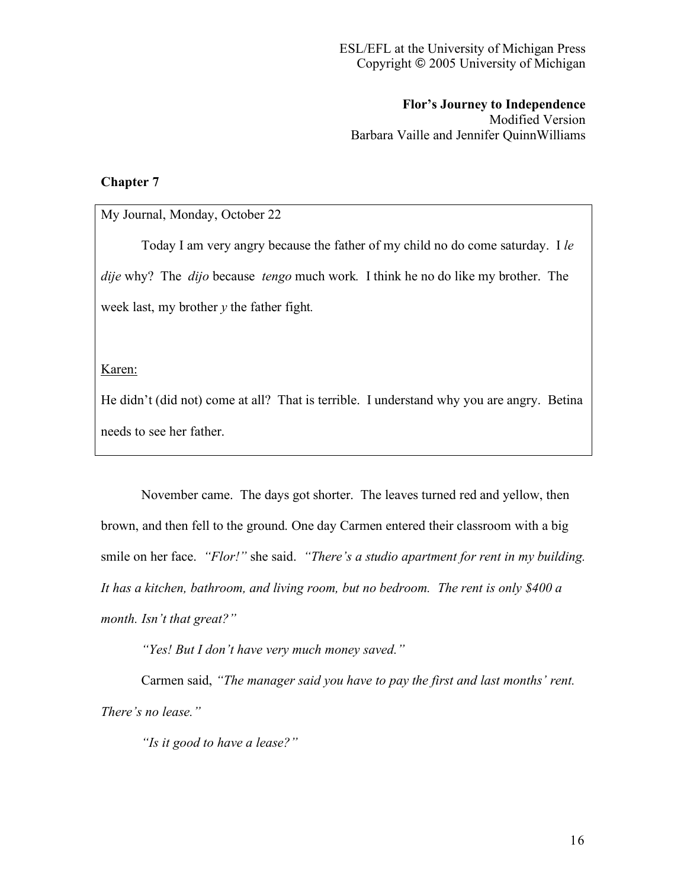**Flor's Journey to Independence**
Modified Version
Barbara Vaille and Jennifer QuinnWilliams

## Chapter 7

> My Journal, Monday, October 22
>
> Today I am very angry because the father of my child no do come saturday. I *le dije* why? The *dijo* because *tengo* much work. I think he no do like my brother. The week last, my brother *y* the father fight.
>
> Karen:
>
> He didn't (did not) come at all? That is terrible. I understand why you are angry. Betina needs to see her father.

November came. The days got shorter. The leaves turned red and yellow, then brown, and then fell to the ground. One day Carmen entered their classroom with a big smile on her face. *"Flor!"* she said. *"There's a studio apartment for rent in my building. It has a kitchen, bathroom, and living room, but no bedroom. The rent is only $400 a month. Isn't that great?"*

*"Yes! But I don't have very much money saved."*

Carmen said, *"The manager said you have to pay the first and last months' rent. There's no lease."*

*"Is it good to have a lease?"*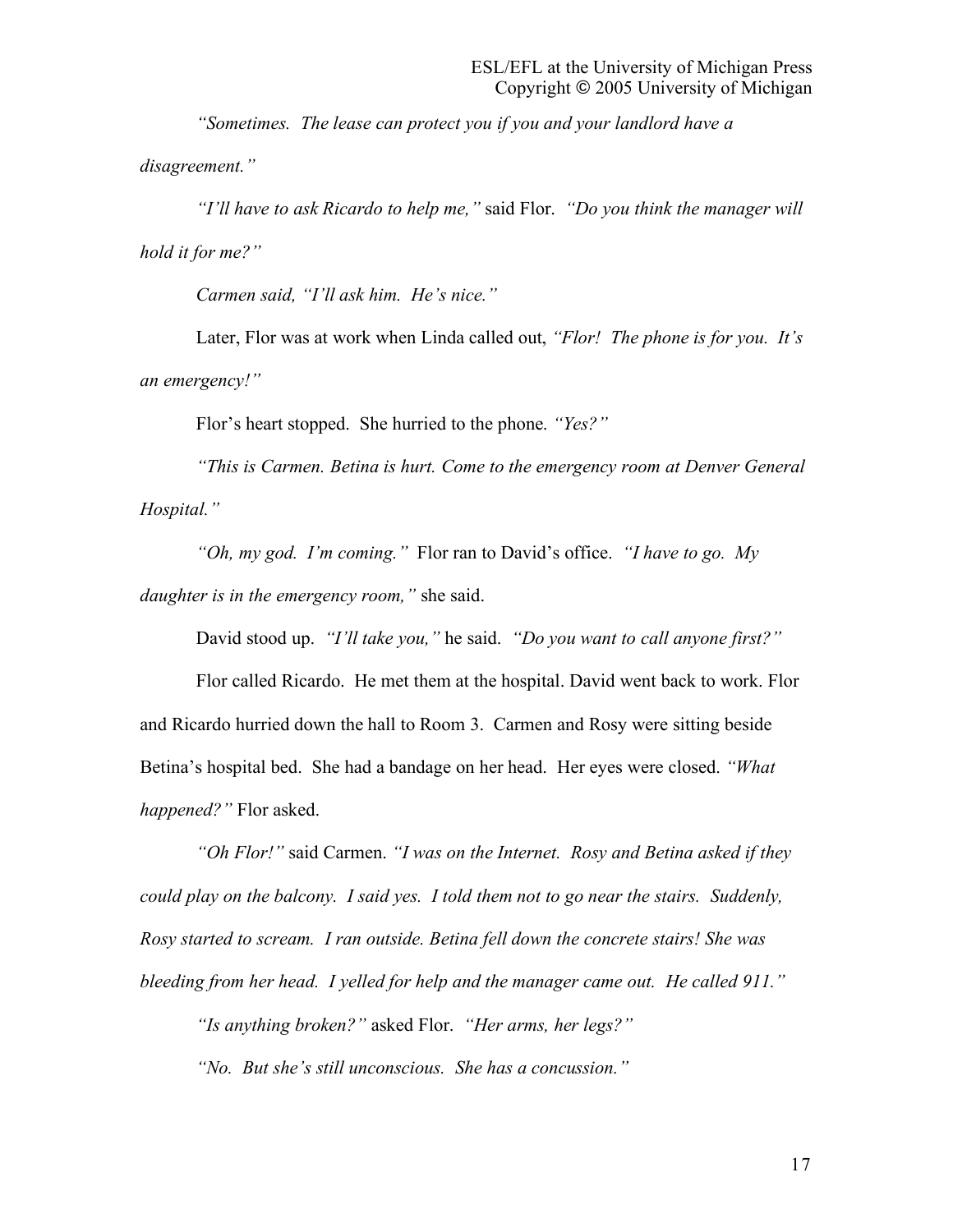*"Sometimes. The lease can protect you if you and your landlord have a disagreement."*

*"I'll have to ask Ricardo to help me,"* said Flor. *"Do you think the manager will hold it for me?"*

*Carmen said, "I'll ask him. He's nice."*

Later, Flor was at work when Linda called out, *"Flor! The phone is for you. It's an emergency!"*

Flor's heart stopped. She hurried to the phone. *"Yes?"*

*"This is Carmen. Betina is hurt. Come to the emergency room at Denver General Hospital."*

*"Oh, my god. I'm coming."* Flor ran to David's office. *"I have to go. My daughter is in the emergency room,"* she said.

David stood up. *"I'll take you,"* he said. *"Do you want to call anyone first?"*

Flor called Ricardo. He met them at the hospital. David went back to work. Flor and Ricardo hurried down the hall to Room 3. Carmen and Rosy were sitting beside Betina's hospital bed. She had a bandage on her head. Her eyes were closed. *"What happened?"* Flor asked.

*"Oh Flor!"* said Carmen. *"I was on the Internet. Rosy and Betina asked if they could play on the balcony. I said yes. I told them not to go near the stairs. Suddenly, Rosy started to scream. I ran outside. Betina fell down the concrete stairs! She was bleeding from her head. I yelled for help and the manager came out. He called 911."*

*"Is anything broken?"* asked Flor. *"Her arms, her legs?"*

*"No. But she's still unconscious. She has a concussion."*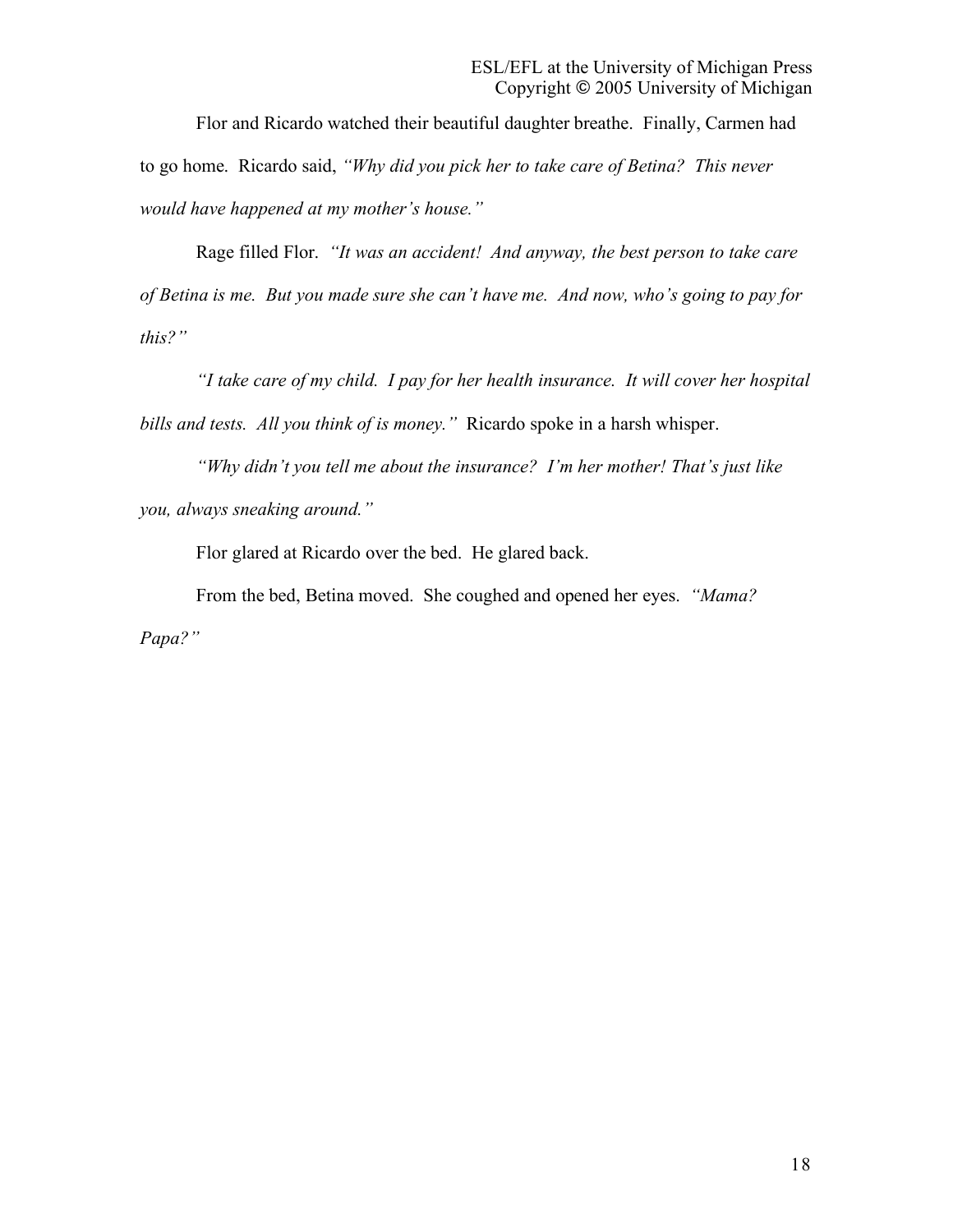Flor and Ricardo watched their beautiful daughter breathe. Finally, Carmen had to go home. Ricardo said, *"Why did you pick her to take care of Betina? This never would have happened at my mother's house."*

Rage filled Flor. *"It was an accident! And anyway, the best person to take care of Betina is me. But you made sure she can't have me. And now, who's going to pay for this?"*

*"I take care of my child. I pay for her health insurance. It will cover her hospital bills and tests. All you think of is money."* Ricardo spoke in a harsh whisper.

*"Why didn't you tell me about the insurance? I'm her mother! That's just like you, always sneaking around."*

Flor glared at Ricardo over the bed. He glared back.

From the bed, Betina moved. She coughed and opened her eyes. *"Mama? Papa?"*